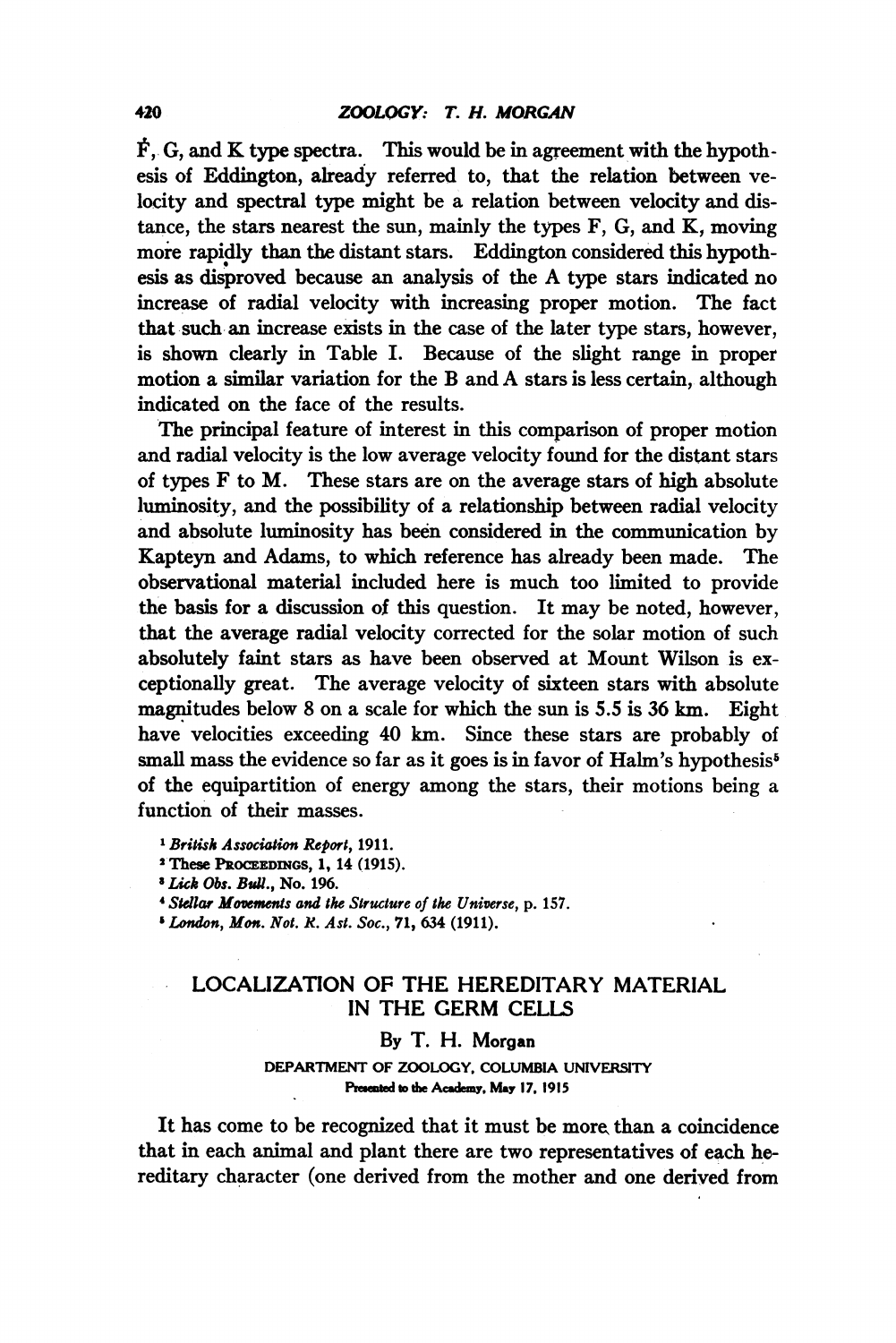F, G, and K type spectra. This would be in agreement with the hypothesis of Eddington, already referred to, that the relation between velocity and spectral type might be a relation between velocity and distance, the stars nearest the sun, mainly the types F, G, and K, moving more rapidly than the distant stars. Eddington considered this hypothesis as disproved because an analysis of the A type stars indicated no increase of radial velocity with increasing proper motion. The fact that such an increase exists in the case of the later type stars, however, is shown clearly in Table I. Because of the slight range in proper motion a similar variation for the B and A stars is less certain, although indicated on the face of the results.

The principal feature of interest in this comparison of proper motion and radial velocity is the low average velocity found for the distant stars of types F to M. These stars are on the average stars of high absolute luminosity, and the possibility of a relationship between radial velocity and absolute luminosity has been considered in the communication by Kapteyn and Adams, to which reference has already been made. The observational material included here is much too limited to provide the basis for a discussion of this question. It may be noted, however, that the average radial velocity corrected for the solar motion of such absolutely faint stars as have been observed at Mount Wilson is exceptionally great. The average velocity of sixteen stars with absolute magnitudes below 8 on a scale for which the sun is 5.5 is 36 km. Eight have velocities exceeding 40 km. Since these stars are probably of small mass the evidence so far as it goes is in favor of Halm's hypothesis[5] of the equipartition of energy among the stars, their motions being a function of their masses.

[1] *British Association Report*, 1911.

[2] These PROCEEDINGS, 1, 14 (1915).

[3] *Lick Obs. Bull.*, No. 196.

[4] *Stellar Movements and the Structure of the Universe*, p. 157.

[5] *London, Mon. Not. R. Ast. Soc.*, 71, 634 (1911).

# LOCALIZATION OF THE HEREDITARY MATERIAL IN THE GERM CELLS

By T. H. Morgan

DEPARTMENT OF ZOOLOGY, COLUMBIA UNIVERSITY

Presented to the Academy, May 17, 1915

It has come to be recognized that it must be more than a coincidence that in each animal and plant there are two representatives of each hereditary character (one derived from the mother and one derived from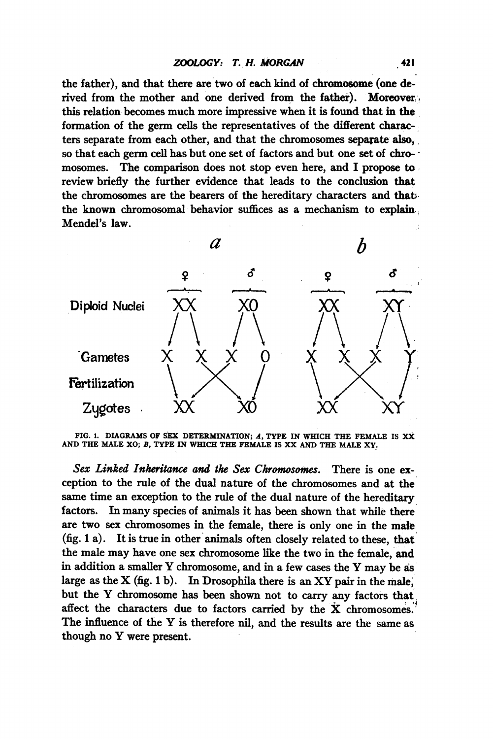the father), and that there are two of each kind of chromosome (one derived from the mother and one derived from the father). Moreover, this relation becomes much more impressive when it is found that in the formation of the germ cells the representatives of the different characters separate from each other, and that the chromosomes separate also, so that each germ cell has but one set of factors and but one set of chromosomes. The comparison does not stop even here, and I propose to review briefly the further evidence that leads to the conclusion that the chromosomes are the bearers of the hereditary characters and that the known chromosomal behavior suffices as a mechanism to explain Mendel's law.

| | *a* ♀ | *a* ♂ | *b* ♀ | *b* ♂ |
|---|---|---|---|---|
| Diploid Nuclei | XX | X0 | XX | XY |
| Gametes | X X | X 0 | X X | X Y |
| Fertilization | | | | |
| Zygotes | XX | X0 | XX | XY |

FIG. 1. DIAGRAMS OF SEX DETERMINATION; *A*, TYPE IN WHICH THE FEMALE IS XX AND THE MALE XO; *B*, TYPE IN WHICH THE FEMALE IS XX AND THE MALE XY.

*Sex Linked Inheritance and the Sex Chromosomes.* There is one exception to the rule of the dual nature of the chromosomes and at the same time an exception to the rule of the dual nature of the hereditary factors. In many species of animals it has been shown that while there are two sex chromosomes in the female, there is only one in the male (fig. 1 a). It is true in other animals often closely related to these, that the male may have one sex chromosome like the two in the female, and in addition a smaller Y chromosome, and in a few cases the Y may be as large as the X (fig. 1 b). In Drosophila there is an XY pair in the male, but the Y chromosome has been shown not to carry any factors that affect the characters due to factors carried by the X chromosomes. The influence of the Y is therefore nil, and the results are the same as though no Y were present.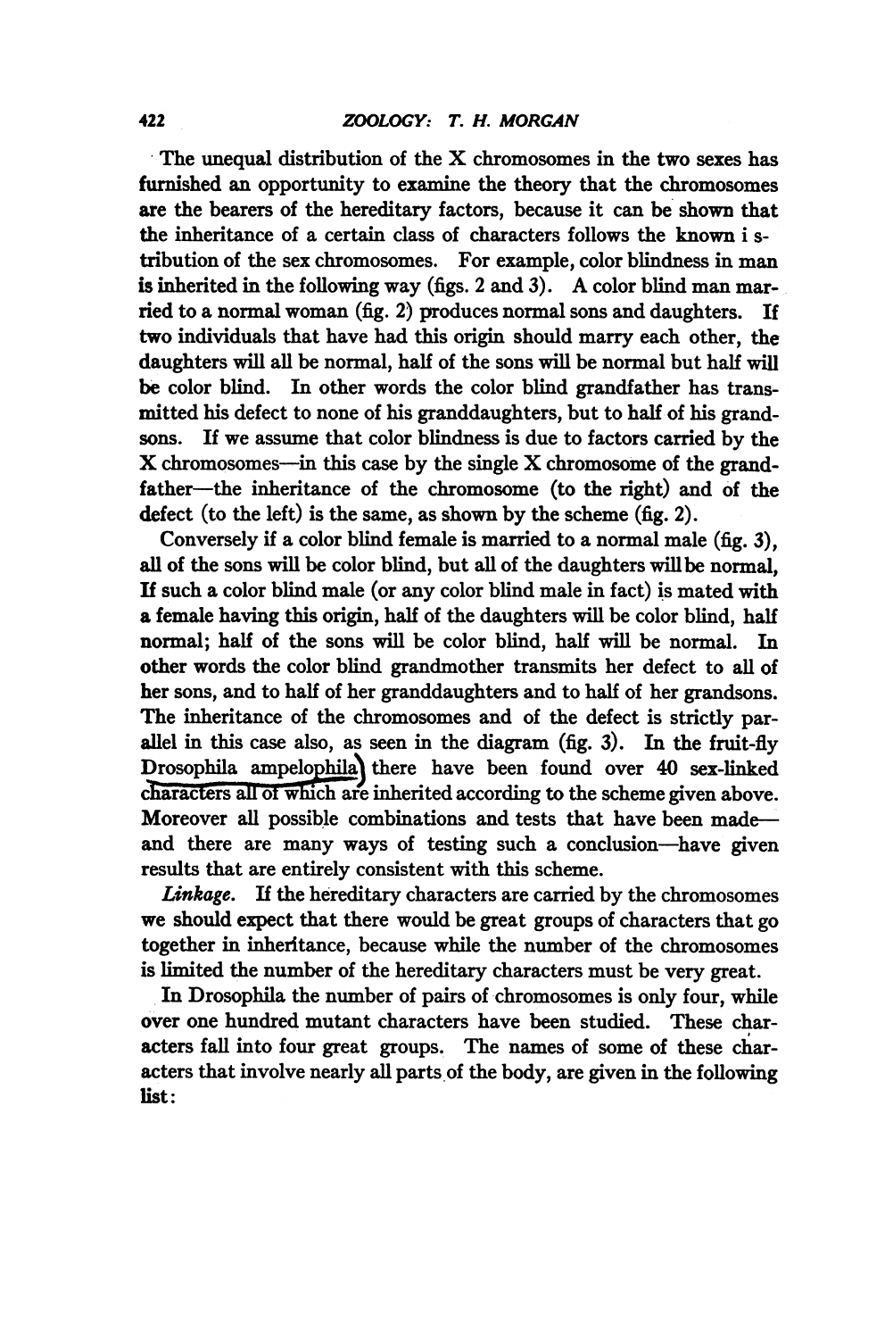The unequal distribution of the X chromosomes in the two sexes has furnished an opportunity to examine the theory that the chromosomes are the bearers of the hereditary factors, because it can be shown that the inheritance of a certain class of characters follows the known i s-tribution of the sex chromosomes. For example, color blindness in man is inherited in the following way (figs. 2 and 3). A color blind man married to a normal woman (fig. 2) produces normal sons and daughters. If two individuals that have had this origin should marry each other, the daughters will all be normal, half of the sons will be normal but half will be color blind. In other words the color blind grandfather has transmitted his defect to none of his granddaughters, but to half of his grandsons. If we assume that color blindness is due to factors carried by the X chromosomes—in this case by the single X chromosome of the grandfather—the inheritance of the chromosome (to the right) and of the defect (to the left) is the same, as shown by the scheme (fig. 2).

Conversely if a color blind female is married to a normal male (fig. 3), all of the sons will be color blind, but all of the daughters will be normal, If such a color blind male (or any color blind male in fact) is mated with a female having this origin, half of the daughters will be color blind, half normal; half of the sons will be color blind, half will be normal. In other words the color blind grandmother transmits her defect to all of her sons, and to half of her granddaughters and to half of her grandsons. The inheritance of the chromosomes and of the defect is strictly parallel in this case also, as seen in the diagram (fig. 3). In the fruit-fly Drosophila ampelophila there have been found over 40 sex-linked characters all of which are inherited according to the scheme given above. Moreover all possible combinations and tests that have been made—and there are many ways of testing such a conclusion—have given results that are entirely consistent with this scheme.

*Linkage.* If the hereditary characters are carried by the chromosomes we should expect that there would be great groups of characters that go together in inheritance, because while the number of the chromosomes is limited the number of the hereditary characters must be very great.

In Drosophila the number of pairs of chromosomes is only four, while over one hundred mutant characters have been studied. These characters fall into four great groups. The names of some of these characters that involve nearly all parts of the body, are given in the following list: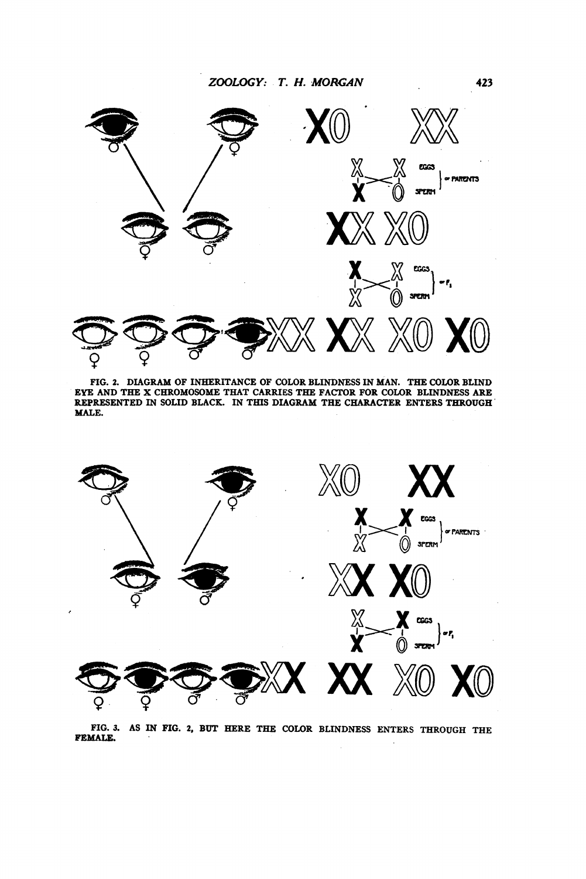FIG. 2. DIAGRAM OF INHERITANCE OF COLOR BLINDNESS IN MAN. THE COLOR BLIND EYE AND THE X CHROMOSOME THAT CARRIES THE FACTOR FOR COLOR BLINDNESS ARE REPRESENTED IN SOLID BLACK. IN THIS DIAGRAM THE CHARACTER ENTERS THROUGH MALE.

FIG. 3. AS IN FIG. 2, BUT HERE THE COLOR BLINDNESS ENTERS THROUGH THE FEMALE.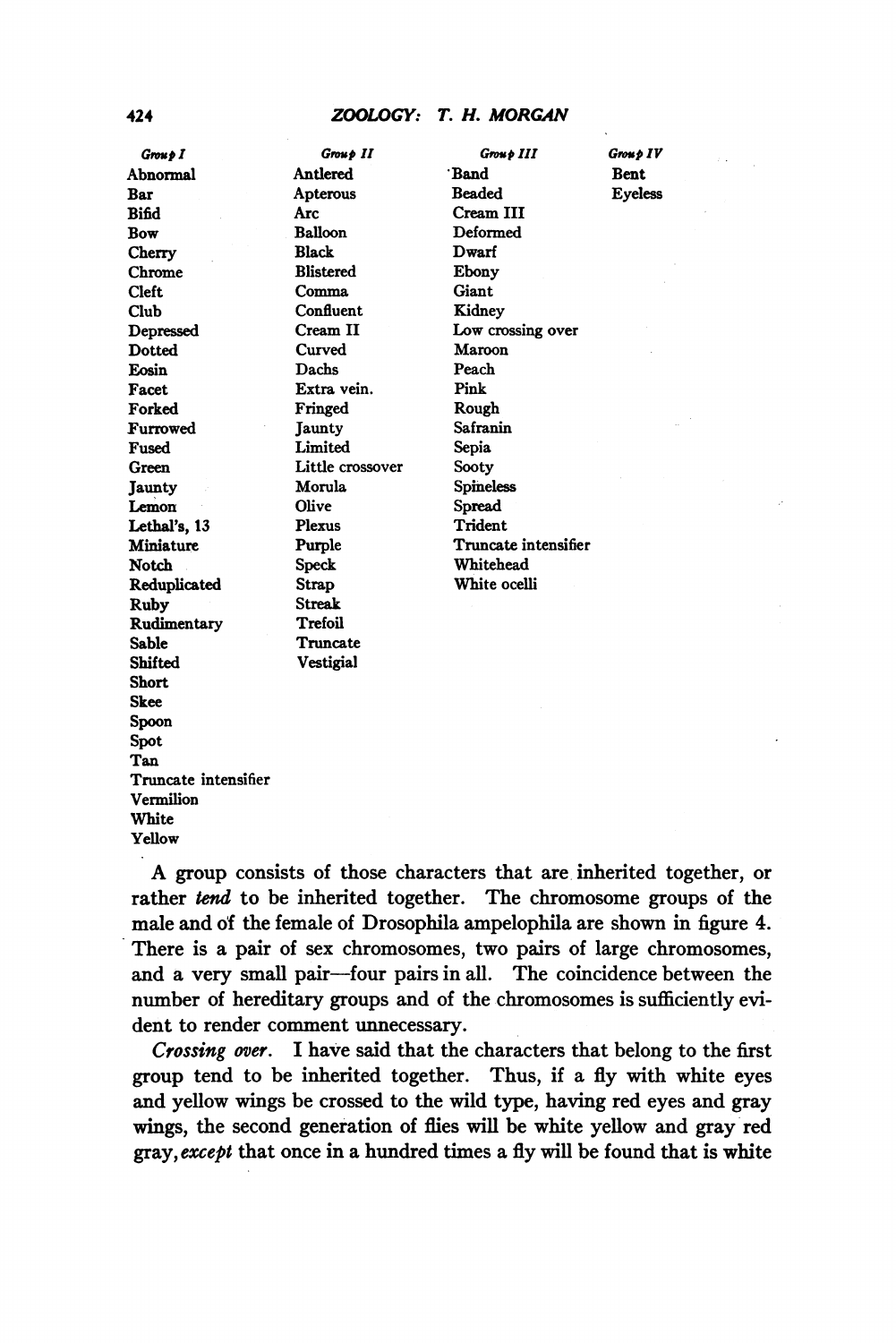| *Group I* | *Group II* | *Group III* | *Group IV* |
|---|---|---|---|
| Abnormal | Antlered | Band | Bent |
| Bar | Apterous | Beaded | Eyeless |
| Bifid | Arc | Cream III | |
| Bow | Balloon | Deformed | |
| Cherry | Black | Dwarf | |
| Chrome | Blistered | Ebony | |
| Cleft | Comma | Giant | |
| Club | Confluent | Kidney | |
| Depressed | Cream II | Low crossing over | |
| Dotted | Curved | Maroon | |
| Eosin | Dachs | Peach | |
| Facet | Extra vein. | Pink | |
| Forked | Fringed | Rough | |
| Furrowed | Jaunty | Safranin | |
| Fused | Limited | Sepia | |
| Green | Little crossover | Sooty | |
| Jaunty | Morula | Spineless | |
| Lemon | Olive | Spread | |
| Lethal's, 13 | Plexus | Trident | |
| Miniature | Purple | Truncate intensifier | |
| Notch | Speck | Whitehead | |
| Reduplicated | Strap | White ocelli | |
| Ruby | Streak | | |
| Rudimentary | Trefoil | | |
| Sable | Truncate | | |
| Shifted | Vestigial | | |
| Short | | | |
| Skee | | | |
| Spoon | | | |
| Spot | | | |
| Tan | | | |
| Truncate intensifier | | | |
| Vermilion | | | |
| White | | | |
| Yellow | | | |

A group consists of those characters that are inherited together, or rather *tend* to be inherited together. The chromosome groups of the male and of the female of Drosophila ampelophila are shown in figure 4. There is a pair of sex chromosomes, two pairs of large chromosomes, and a very small pair—four pairs in all. The coincidence between the number of hereditary groups and of the chromosomes is sufficiently evident to render comment unnecessary.

*Crossing over.* I have said that the characters that belong to the first group tend to be inherited together. Thus, if a fly with white eyes and yellow wings be crossed to the wild type, having red eyes and gray wings, the second generation of flies will be white yellow and gray red gray, *except* that once in a hundred times a fly will be found that is white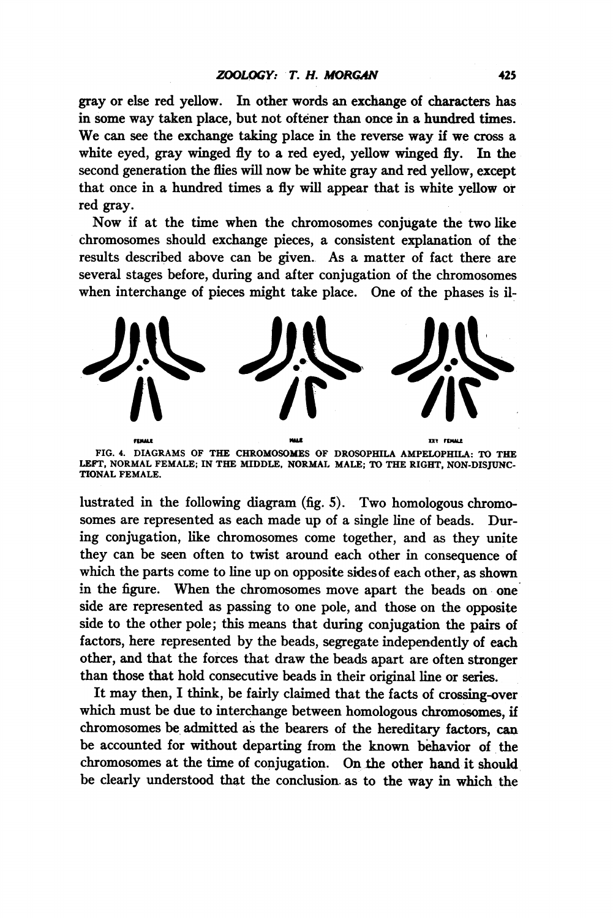gray or else red yellow. In other words an exchange of characters has in some way taken place, but not oftener than once in a hundred times. We can see the exchange taking place in the reverse way if we cross a white eyed, gray winged fly to a red eyed, yellow winged fly. In the second generation the flies will now be white gray and red yellow, except that once in a hundred times a fly will appear that is white yellow or red gray.

Now if at the time when the chromosomes conjugate the two like chromosomes should exchange pieces, a consistent explanation of the results described above can be given. As a matter of fact there are several stages before, during and after conjugation of the chromosomes when interchange of pieces might take place. One of the phases is illustrated in the following diagram (fig. 5). Two homologous chromosomes are represented as each made up of a single line of beads. During conjugation, like chromosomes come together, and as they unite they can be seen often to twist around each other in consequence of which the parts come to line up on opposite sides of each other, as shown in the figure. When the chromosomes move apart the beads on one side are represented as passing to one pole, and those on the opposite side to the other pole; this means that during conjugation the pairs of factors, here represented by the beads, segregate independently of each other, and that the forces that draw the beads apart are often stronger than those that hold consecutive beads in their original line or series.

FEMALE MALE XXY FEMALE

FIG. 4. DIAGRAMS OF THE CHROMOSOMES OF DROSOPHILA AMPELOPHILA: TO THE LEFT, NORMAL FEMALE; IN THE MIDDLE, NORMAL MALE; TO THE RIGHT, NON-DISJUNCTIONAL FEMALE.

It may then, I think, be fairly claimed that the facts of crossing-over which must be due to interchange between homologous chromosomes, if chromosomes be admitted as the bearers of the hereditary factors, can be accounted for without departing from the known behavior of the chromosomes at the time of conjugation. On the other hand it should be clearly understood that the conclusion as to the way in which the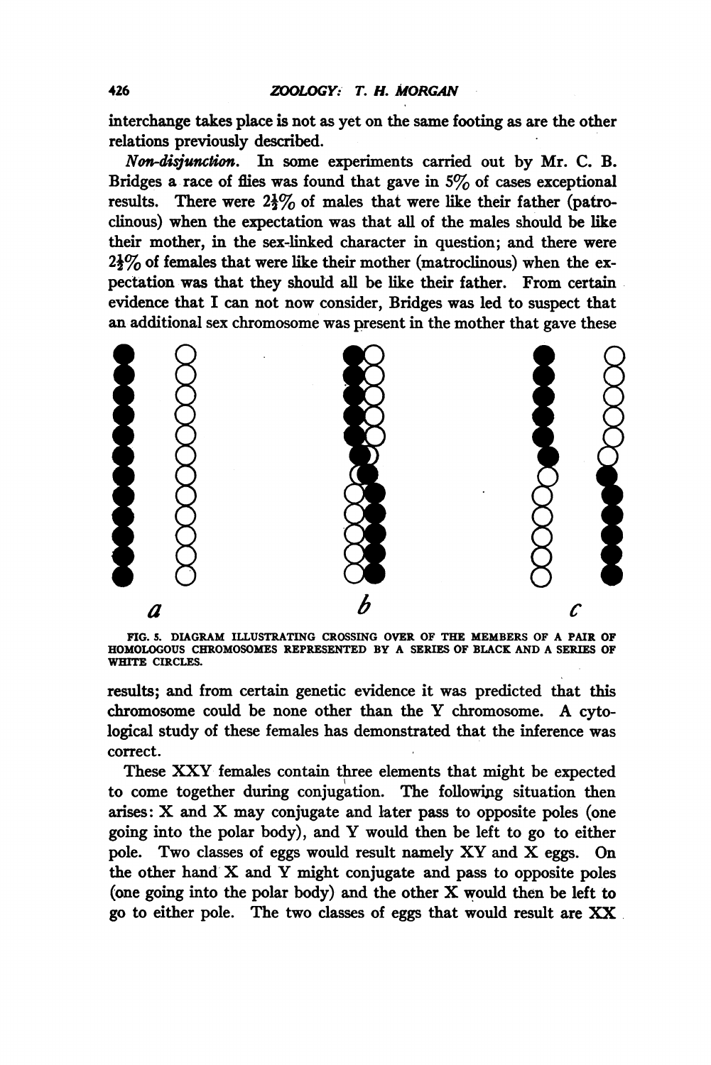interchange takes place is not as yet on the same footing as are the other relations previously described.

*Non-disjunction.* In some experiments carried out by Mr. C. B. Bridges a race of flies was found that gave in 5% of cases exceptional results. There were $2\frac{1}{2}$% of males that were like their father (patroclinous) when the expectation was that all of the males should be like their mother, in the sex-linked character in question; and there were $2\frac{1}{2}$% of females that were like their mother (matroclinous) when the expectation was that they should all be like their father. From certain evidence that I can not now consider, Bridges was led to suspect that an additional sex chromosome was present in the mother that gave these

a b c

FIG. 5. DIAGRAM ILLUSTRATING CROSSING OVER OF THE MEMBERS OF A PAIR OF HOMOLOGOUS CHROMOSOMES REPRESENTED BY A SERIES OF BLACK AND A SERIES OF WHITE CIRCLES.

results; and from certain genetic evidence it was predicted that this chromosome could be none other than the Y chromosome. A cytological study of these females has demonstrated that the inference was correct.

These XXY females contain three elements that might be expected to come together during conjugation. The following situation then arises: X and X may conjugate and later pass to opposite poles (one going into the polar body), and Y would then be left to go to either pole. Two classes of eggs would result namely XY and X eggs. On the other hand X and Y might conjugate and pass to opposite poles (one going into the polar body) and the other X would then be left to go to either pole. The two classes of eggs that would result are XX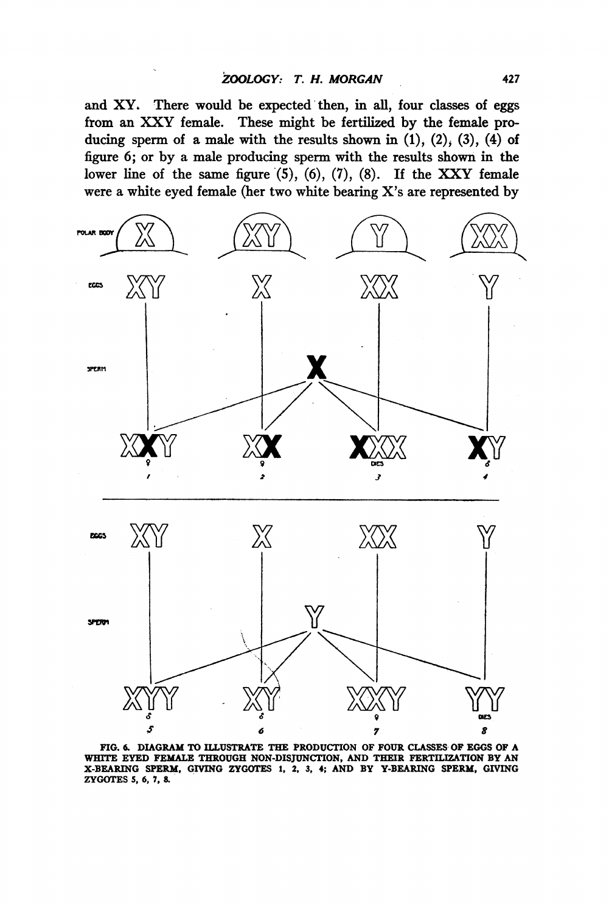and XY. There would be expected then, in all, four classes of eggs from an XXY female. These might be fertilized by the female producing sperm of a male with the results shown in (1), (2), (3), (4) of figure 6; or by a male producing sperm with the results shown in the lower line of the same figure (5), (6), (7), (8). If the XXY female were a white eyed female (her two white bearing X's are represented by

FIG. 6. DIAGRAM TO ILLUSTRATE THE PRODUCTION OF FOUR CLASSES OF EGGS OF A WHITE EYED FEMALE THROUGH NON-DISJUNCTION, AND THEIR FERTILIZATION BY AN X-BEARING SPERM, GIVING ZYGOTES 1, 2, 3, 4; AND BY Y-BEARING SPERM, GIVING ZYGOTES 5, 6, 7, 8.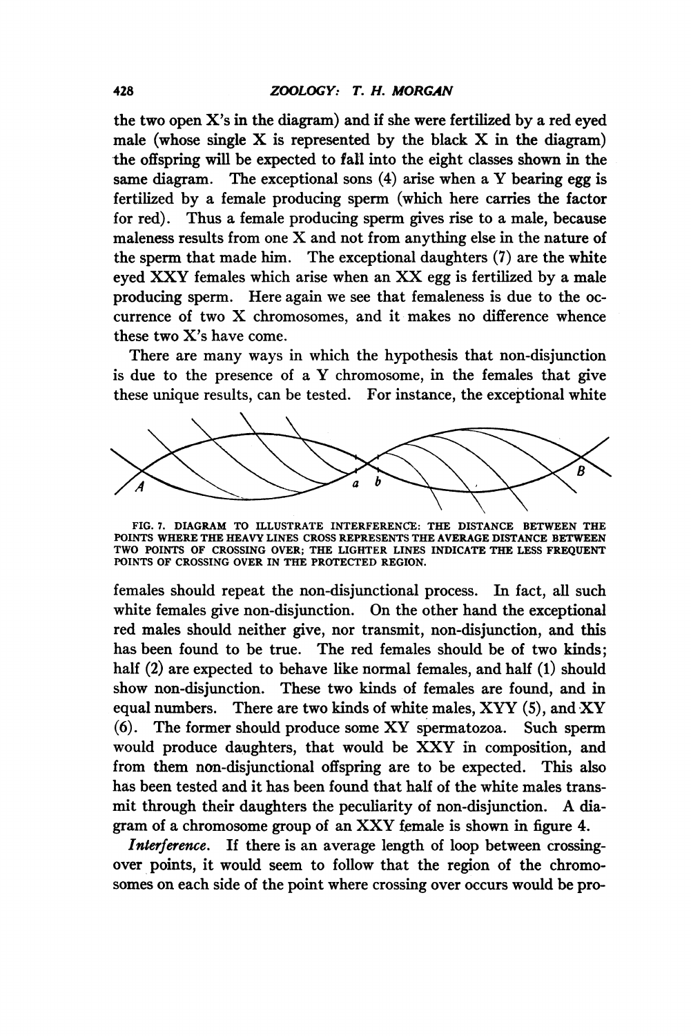the two open X's in the diagram) and if she were fertilized by a red eyed male (whose single X is represented by the black X in the diagram) the offspring will be expected to fall into the eight classes shown in the same diagram. The exceptional sons (4) arise when a Y bearing egg is fertilized by a female producing sperm (which here carries the factor for red). Thus a female producing sperm gives rise to a male, because maleness results from one X and not from anything else in the nature of the sperm that made him. The exceptional daughters (7) are the white eyed XXY females which arise when an XX egg is fertilized by a male producing sperm. Here again we see that femaleness is due to the occurrence of two X chromosomes, and it makes no difference whence these two X's have come.

There are many ways in which the hypothesis that non-disjunction is due to the presence of a Y chromosome, in the females that give these unique results, can be tested. For instance, the exceptional white

FIG. 7. DIAGRAM TO ILLUSTRATE INTERFERENCE: THE DISTANCE BETWEEN THE POINTS WHERE THE HEAVY LINES CROSS REPRESENTS THE AVERAGE DISTANCE BETWEEN TWO POINTS OF CROSSING OVER; THE LIGHTER LINES INDICATE THE LESS FREQUENT POINTS OF CROSSING OVER IN THE PROTECTED REGION.

females should repeat the non-disjunctional process. In fact, all such white females give non-disjunction. On the other hand the exceptional red males should neither give, nor transmit, non-disjunction, and this has been found to be true. The red females should be of two kinds; half (2) are expected to behave like normal females, and half (1) should show non-disjunction. These two kinds of females are found, and in equal numbers. There are two kinds of white males, XYY (5), and XY (6). The former should produce some XY spermatozoa. Such sperm would produce daughters, that would be XXY in composition, and from them non-disjunctional offspring are to be expected. This also has been tested and it has been found that half of the white males transmit through their daughters the peculiarity of non-disjunction. A diagram of a chromosome group of an XXY female is shown in figure 4.

*Interference.* If there is an average length of loop between crossing-over points, it would seem to follow that the region of the chromosomes on each side of the point where crossing over occurs would be pro-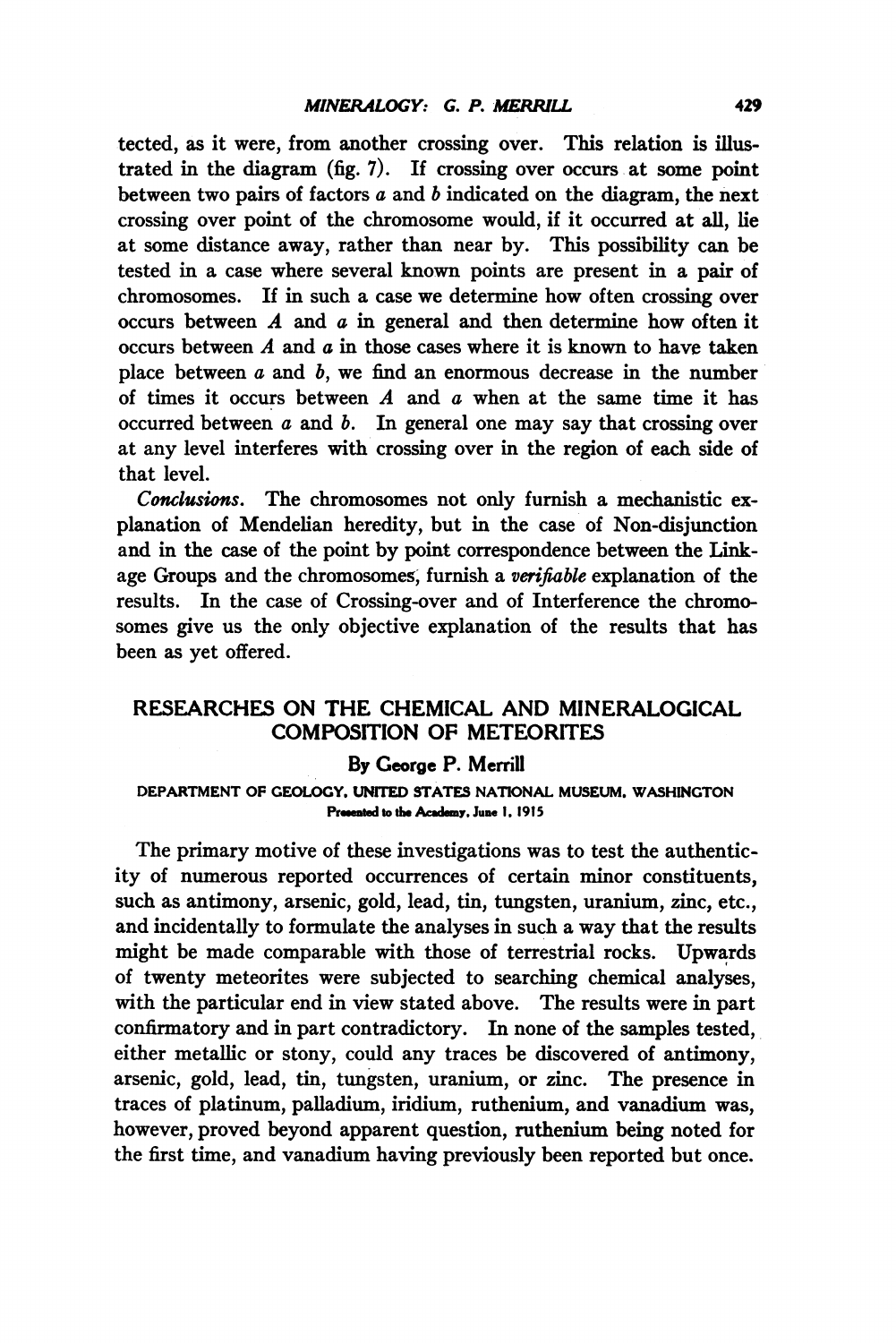tected, as it were, from another crossing over. This relation is illustrated in the diagram (fig. 7). If crossing over occurs at some point between two pairs of factors *a* and *b* indicated on the diagram, the next crossing over point of the chromosome would, if it occurred at all, lie at some distance away, rather than near by. This possibility can be tested in a case where several known points are present in a pair of chromosomes. If in such a case we determine how often crossing over occurs between *A* and *a* in general and then determine how often it occurs between *A* and *a* in those cases where it is known to have taken place between *a* and *b*, we find an enormous decrease in the number of times it occurs between *A* and *a* when at the same time it has occurred between *a* and *b*. In general one may say that crossing over at any level interferes with crossing over in the region of each side of that level.

*Conclusions.* The chromosomes not only furnish a mechanistic explanation of Mendelian heredity, but in the case of Non-disjunction and in the case of the point by point correspondence between the Linkage Groups and the chromosomes, furnish a *verifiable* explanation of the results. In the case of Crossing-over and of Interference the chromosomes give us the only objective explanation of the results that has been as yet offered.

## RESEARCHES ON THE CHEMICAL AND MINERALOGICAL COMPOSITION OF METEORITES

**By George P. Merrill**

DEPARTMENT OF GEOLOGY, UNITED STATES NATIONAL MUSEUM, WASHINGTON

Presented to the Academy, June 1, 1915

The primary motive of these investigations was to test the authenticity of numerous reported occurrences of certain minor constituents, such as antimony, arsenic, gold, lead, tin, tungsten, uranium, zinc, etc., and incidentally to formulate the analyses in such a way that the results might be made comparable with those of terrestrial rocks. Upwards of twenty meteorites were subjected to searching chemical analyses, with the particular end in view stated above. The results were in part confirmatory and in part contradictory. In none of the samples tested, either metallic or stony, could any traces be discovered of antimony, arsenic, gold, lead, tin, tungsten, uranium, or zinc. The presence in traces of platinum, palladium, iridium, ruthenium, and vanadium was, however, proved beyond apparent question, ruthenium being noted for the first time, and vanadium having previously been reported but once.